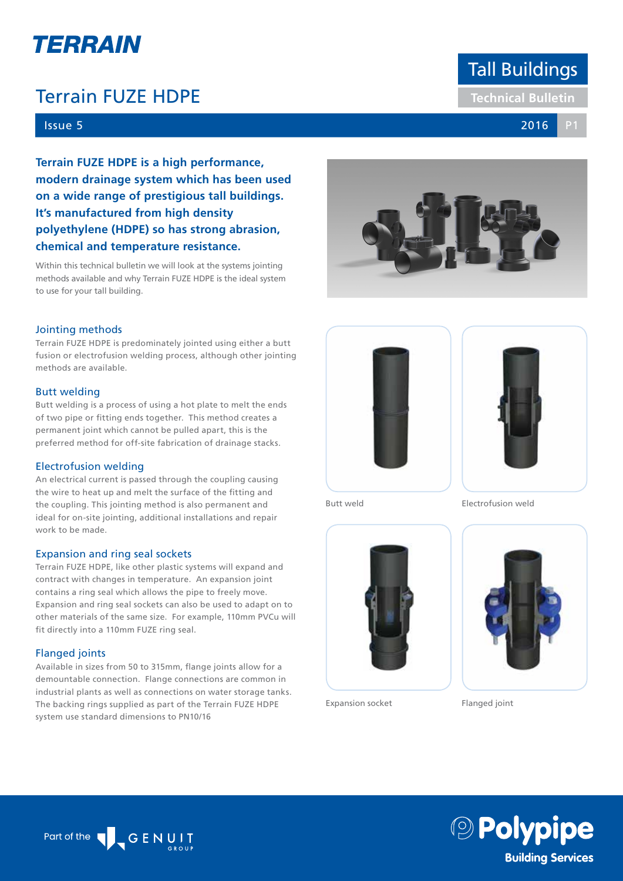# TERRAIN

# Terrain FUZE HDPE

## Tall Buildings

**Technical Bulletin**

Issue 5 — 2016

**Terrain FUZE HDPE is a high performance, modern drainage system which has been used on a wide range of prestigious tall buildings. It's manufactured from high density polyethylene (HDPE) so has strong abrasion, chemical and temperature resistance.**

Within this technical bulletin we will look at the systems jointing methods available and why Terrain FUZE HDPE is the ideal system to use for your tall building.

### Jointing methods

Terrain FUZE HDPE is predominately jointed using either a butt fusion or electrofusion welding process, although other jointing methods are available.

### Butt welding

Butt welding is a process of using a hot plate to melt the ends of two pipe or fitting ends together. This method creates a permanent joint which cannot be pulled apart, this is the preferred method for off-site fabrication of drainage stacks.

### Electrofusion welding

An electrical current is passed through the coupling causing the wire to heat up and melt the surface of the fitting and the coupling. This jointing method is also permanent and ideal for on-site jointing, additional installations and repair work to be made.

### Expansion and ring seal sockets

Terrain FUZE HDPE, like other plastic systems will expand and contract with changes in temperature. An expansion joint contains a ring seal which allows the pipe to freely move. Expansion and ring seal sockets can also be used to adapt on to other materials of the same size. For example, 110mm PVCu will fit directly into a 110mm FUZE ring seal.

### Flanged joints

Available in sizes from 50 to 315mm, flange joints allow for a demountable connection. Flange connections are common in industrial plants as well as connections on water storage tanks. The backing rings supplied as part of the Terrain FUZE HDPE system use standard dimensions to PN10/16

Butt weld

Electrofusion weld

Expansion socket

Flanged joint

Part of the GENUIT GROUP

Polypipe Building Services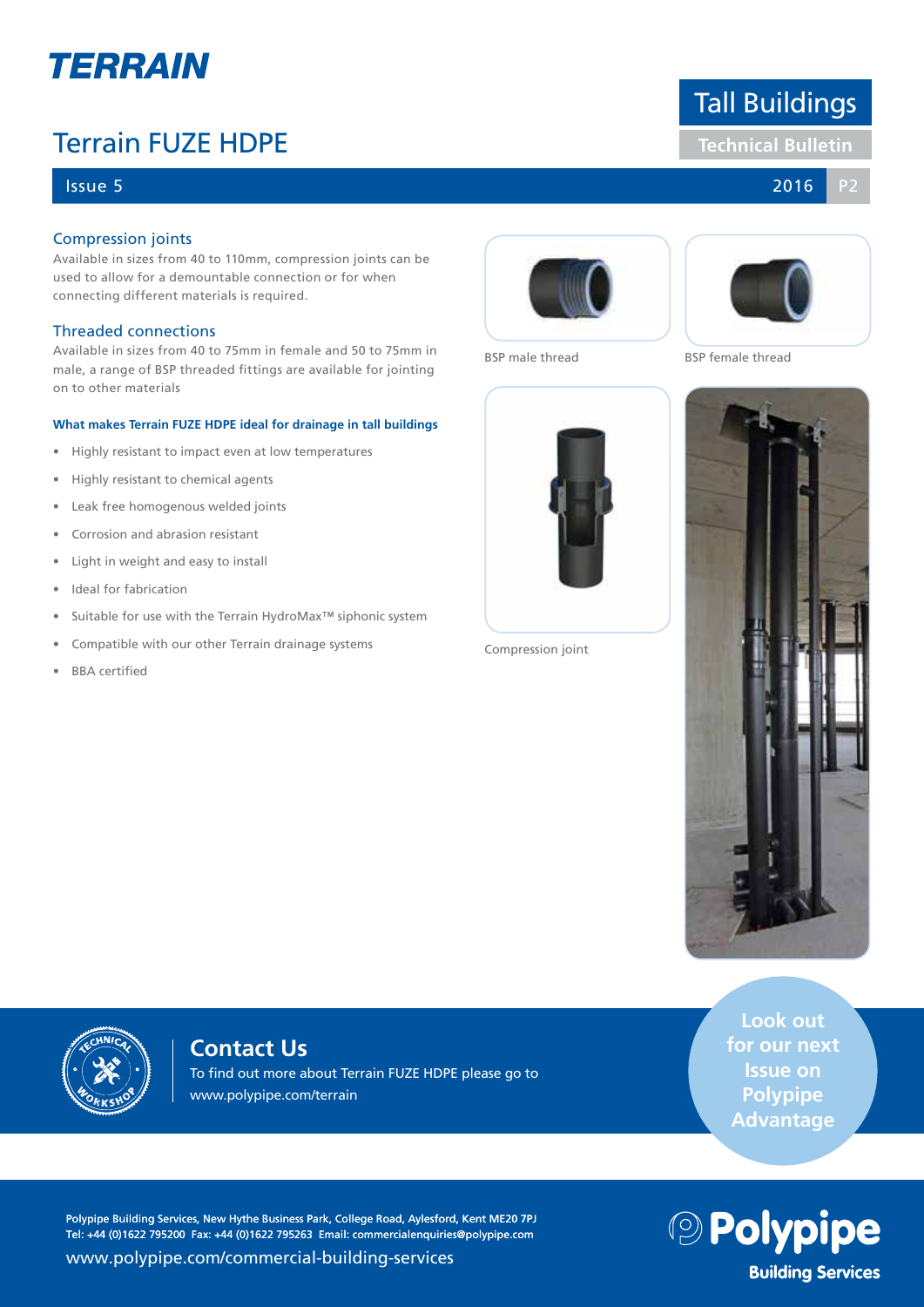# TERRAIN

## Terrain FUZE HDPE

Tall Buildings

Technical Bulletin

Issue 5 — 2016

### Compression joints

Available in sizes from 40 to 110mm, compression joints can be used to allow for a demountable connection or for when connecting different materials is required.

### Threaded connections

Available in sizes from 40 to 75mm in female and 50 to 75mm in male, a range of BSP threaded fittings are available for jointing on to other materials

BSP male thread

BSP female thread

Compression joint

#### What makes Terrain FUZE HDPE ideal for drainage in tall buildings

- Highly resistant to impact even at low temperatures
- Highly resistant to chemical agents
- Leak free homogenous welded joints
- Corrosion and abrasion resistant
- Light in weight and easy to install
- Ideal for fabrication
- Suitable for use with the Terrain HydroMax™ siphonic system
- Compatible with our other Terrain drainage systems
- BBA certified

## Contact Us

To find out more about Terrain FUZE HDPE please go to www.polypipe.com/terrain

Look out for our next Issue on Polypipe Advantage

Polypipe Building Services, New Hythe Business Park, College Road, Aylesford, Kent ME20 7PJ
Tel: +44 (0)1622 795200 Fax: +44 (0)1622 795263 Email: commercialenquiries@polypipe.com

www.polypipe.com/commercial-building-services

Polypipe Building Services